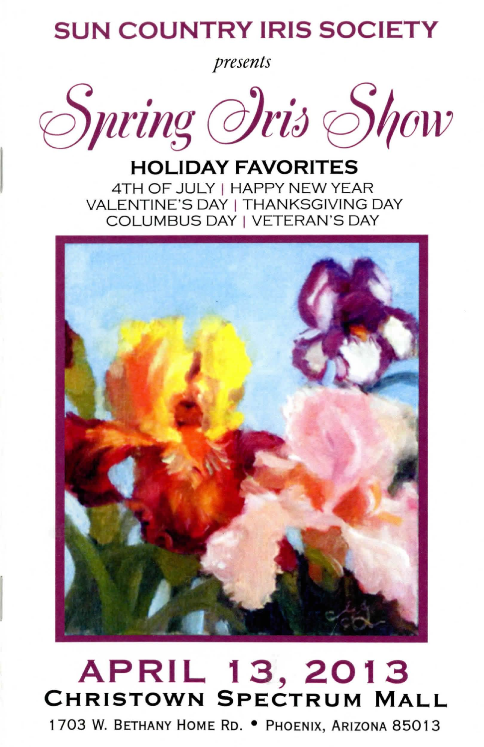## SUN COUNTRY IRIS SOCIETY

*presents*

# *Spring Iris Show*

### HOLIDAY FAVORITES

4TH OF JULY | HAPPY NEW YEAR
VALENTINE'S DAY | THANKSGIVING DAY
COLUMBUS DAY | VETERAN'S DAY

## APRIL 13, 2013

### CHRISTOWN SPECTRUM MALL

1703 W. BETHANY HOME RD. • PHOENIX, ARIZONA 85013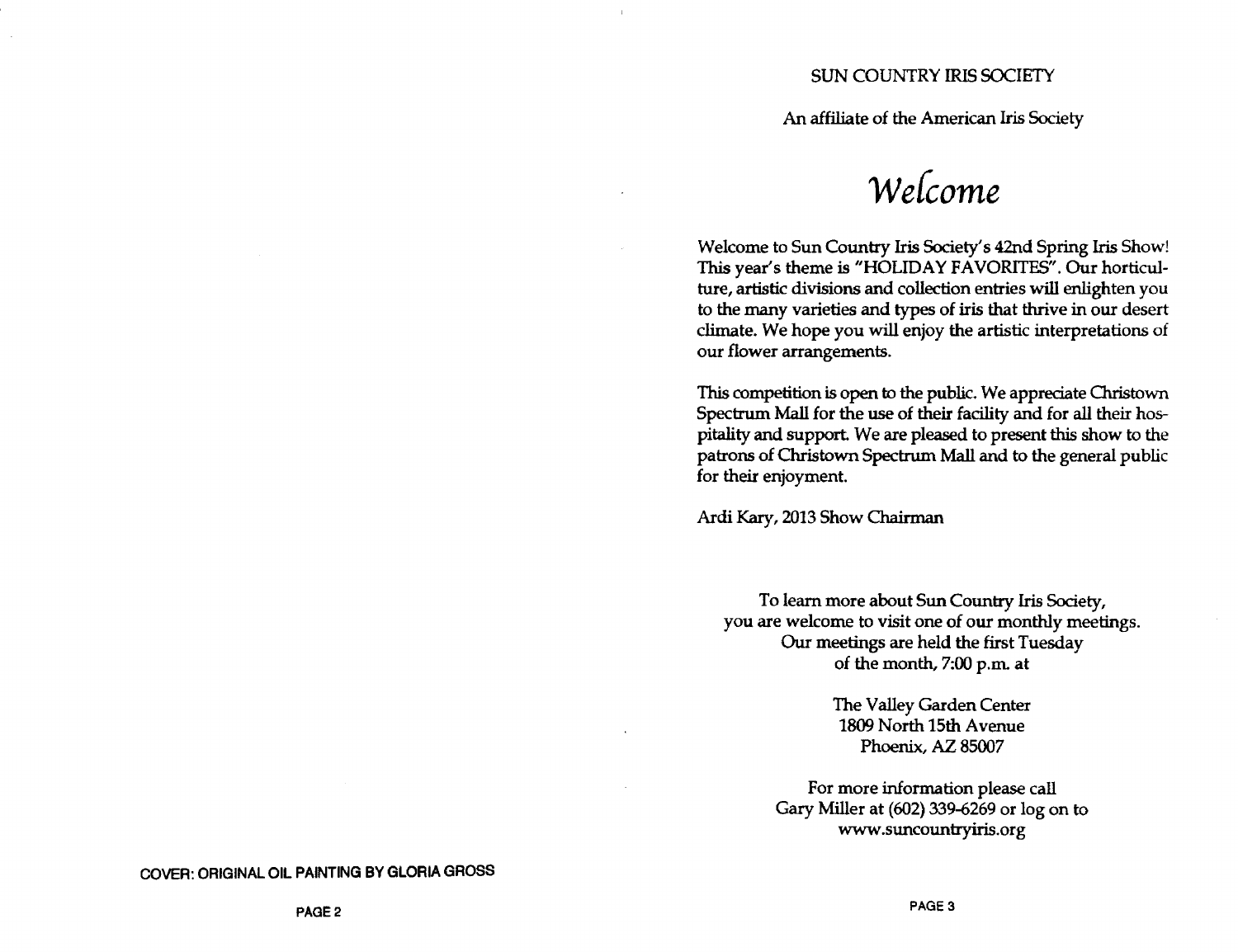COVER: ORIGINAL OIL PAINTING BY GLORIA GROSS

SUN COUNTRY IRIS SOCIETY

An affiliate of the American Iris Society

# *Welcome*

Welcome to Sun Country Iris Society's 42nd Spring Iris Show! This year's theme is "HOLIDAY FAVORITES". Our horticulture, artistic divisions and collection entries will enlighten you to the many varieties and types of iris that thrive in our desert climate. We hope you will enjoy the artistic interpretations of our flower arrangements.

This competition is open to the public. We appreciate Christown Spectrum Mall for the use of their facility and for all their hospitality and support. We are pleased to present this show to the patrons of Christown Spectrum Mall and to the general public for their enjoyment.

Ardi Kary, 2013 Show Chairman

To learn more about Sun Country Iris Society,
you are welcome to visit one of our monthly meetings.
Our meetings are held the first Tuesday
of the month, 7:00 p.m. at

The Valley Garden Center
1809 North 15th Avenue
Phoenix, AZ 85007

For more information please call
Gary Miller at (602) 339-6269 or log on to
www.suncountryiris.org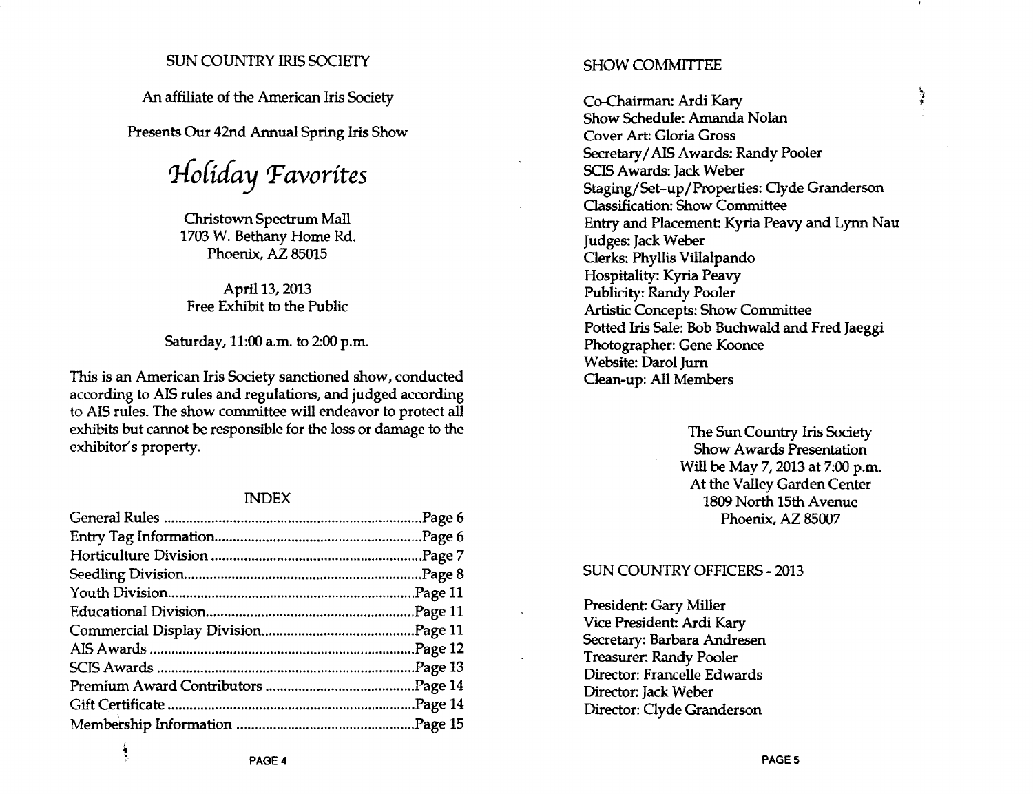SUN COUNTRY IRIS SOCIETY

An affiliate of the American Iris Society

Presents Our 42nd Annual Spring Iris Show

# *Holiday Favorites*

Christown Spectrum Mall
1703 W. Bethany Home Rd.
Phoenix, AZ 85015

April 13, 2013
Free Exhibit to the Public

Saturday, 11:00 a.m. to 2:00 p.m.

This is an American Iris Society sanctioned show, conducted according to AIS rules and regulations, and judged according to AIS rules. The show committee will endeavor to protect all exhibits but cannot be responsible for the loss or damage to the exhibitor's property.

## INDEX

| | |
|---|---|
| General Rules | Page 6 |
| Entry Tag Information | Page 6 |
| Horticulture Division | Page 7 |
| Seedling Division | Page 8 |
| Youth Division | Page 11 |
| Educational Division | Page 11 |
| Commercial Display Division | Page 11 |
| AIS Awards | Page 12 |
| SCIS Awards | Page 13 |
| Premium Award Contributors | Page 14 |
| Gift Certificate | Page 14 |
| Membership Information | Page 15 |

## SHOW COMMITTEE

Co-Chairman: Ardi Kary
Show Schedule: Amanda Nolan
Cover Art: Gloria Gross
Secretary/AIS Awards: Randy Pooler
SCIS Awards: Jack Weber
Staging/Set-up/Properties: Clyde Granderson
Classification: Show Committee
Entry and Placement: Kyria Peavy and Lynn Nau
Judges: Jack Weber
Clerks: Phyllis Villalpando
Hospitality: Kyria Peavy
Publicity: Randy Pooler
Artistic Concepts: Show Committee
Potted Iris Sale: Bob Buchwald and Fred Jaeggi
Photographer: Gene Koonce
Website: Darol Jurn
Clean-up: All Members

The Sun Country Iris Society
Show Awards Presentation
Will be May 7, 2013 at 7:00 p.m.
At the Valley Garden Center
1809 North 15th Avenue
Phoenix, AZ 85007

## SUN COUNTRY OFFICERS - 2013

President: Gary Miller
Vice President: Ardi Kary
Secretary: Barbara Andresen
Treasurer: Randy Pooler
Director: Francelle Edwards
Director: Jack Weber
Director: Clyde Granderson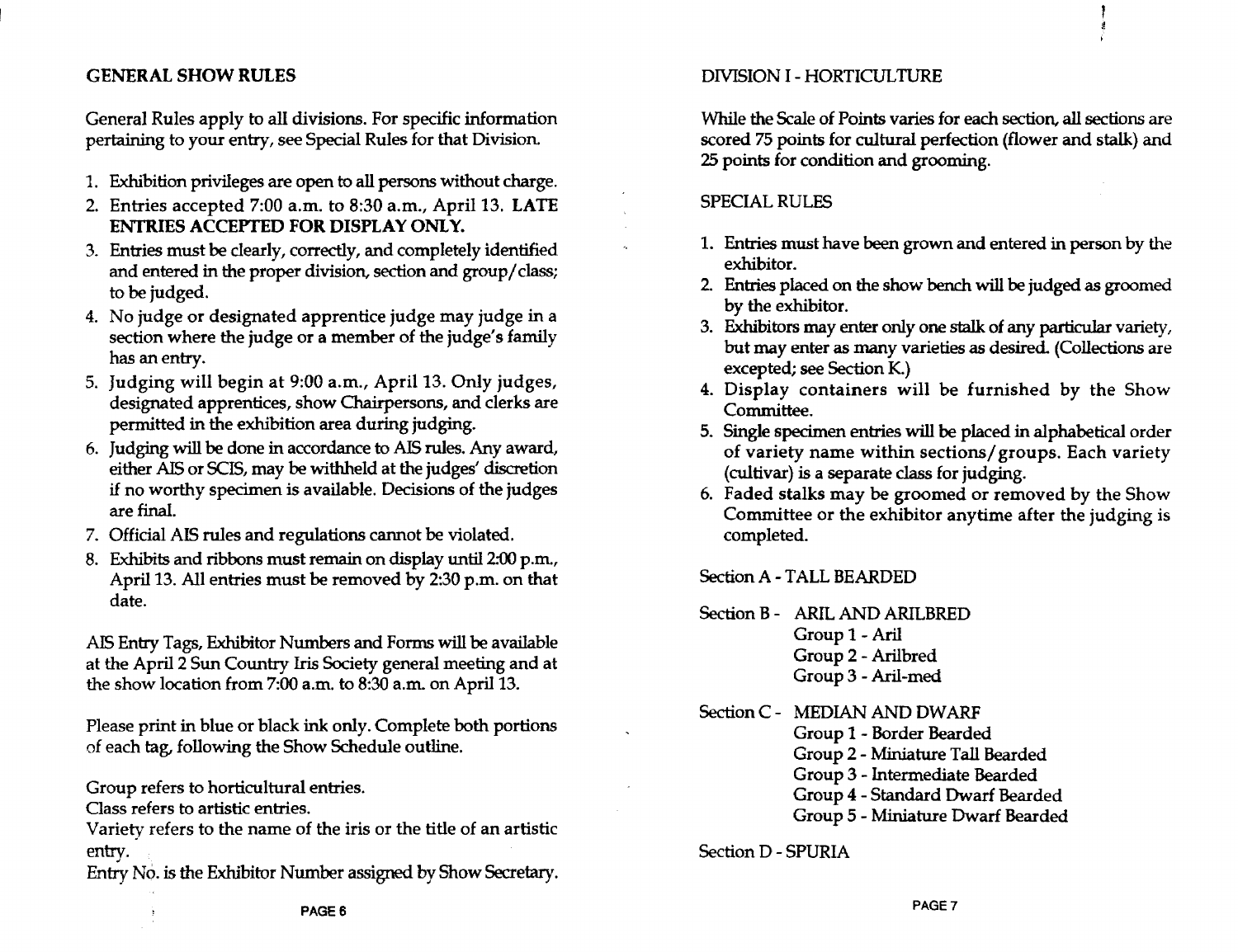## GENERAL SHOW RULES

General Rules apply to all divisions. For specific information pertaining to your entry, see Special Rules for that Division.

1. Exhibition privileges are open to all persons without charge.
2. Entries accepted 7:00 a.m. to 8:30 a.m., April 13. **LATE ENTRIES ACCEPTED FOR DISPLAY ONLY.**
3. Entries must be clearly, correctly, and completely identified and entered in the proper division, section and group/class; to be judged.
4. No judge or designated apprentice judge may judge in a section where the judge or a member of the judge's family has an entry.
5. Judging will begin at 9:00 a.m., April 13. Only judges, designated apprentices, show Chairpersons, and clerks are permitted in the exhibition area during judging.
6. Judging will be done in accordance to AIS rules. Any award, either AIS or SCIS, may be withheld at the judges' discretion if no worthy specimen is available. Decisions of the judges are final.
7. Official AIS rules and regulations cannot be violated.
8. Exhibits and ribbons must remain on display until 2:00 p.m., April 13. All entries must be removed by 2:30 p.m. on that date.

AIS Entry Tags, Exhibitor Numbers and Forms will be available at the April 2 Sun Country Iris Society general meeting and at the show location from 7:00 a.m. to 8:30 a.m. on April 13.

Please print in blue or black ink only. Complete both portions of each tag, following the Show Schedule outline.

Group refers to horticultural entries.
Class refers to artistic entries.
Variety refers to the name of the iris or the title of an artistic entry.
Entry No. is the Exhibitor Number assigned by Show Secretary.

## DIVISION I - HORTICULTURE

While the Scale of Points varies for each section, all sections are scored 75 points for cultural perfection (flower and stalk) and 25 points for condition and grooming.

### SPECIAL RULES

1. Entries must have been grown and entered in person by the exhibitor.
2. Entries placed on the show bench will be judged as groomed by the exhibitor.
3. Exhibitors may enter only one stalk of any particular variety, but may enter as many varieties as desired. (Collections are excepted; see Section K.)
4. Display containers will be furnished by the Show Committee.
5. Single specimen entries will be placed in alphabetical order of variety name within sections/groups. Each variety (cultivar) is a separate class for judging.
6. Faded stalks may be groomed or removed by the Show Committee or the exhibitor anytime after the judging is completed.

Section A - TALL BEARDED

Section B - ARIL AND ARILBRED
- Group 1 - Aril
- Group 2 - Arilbred
- Group 3 - Aril-med

Section C - MEDIAN AND DWARF
- Group 1 - Border Bearded
- Group 2 - Miniature Tall Bearded
- Group 3 - Intermediate Bearded
- Group 4 - Standard Dwarf Bearded
- Group 5 - Miniature Dwarf Bearded

Section D - SPURIA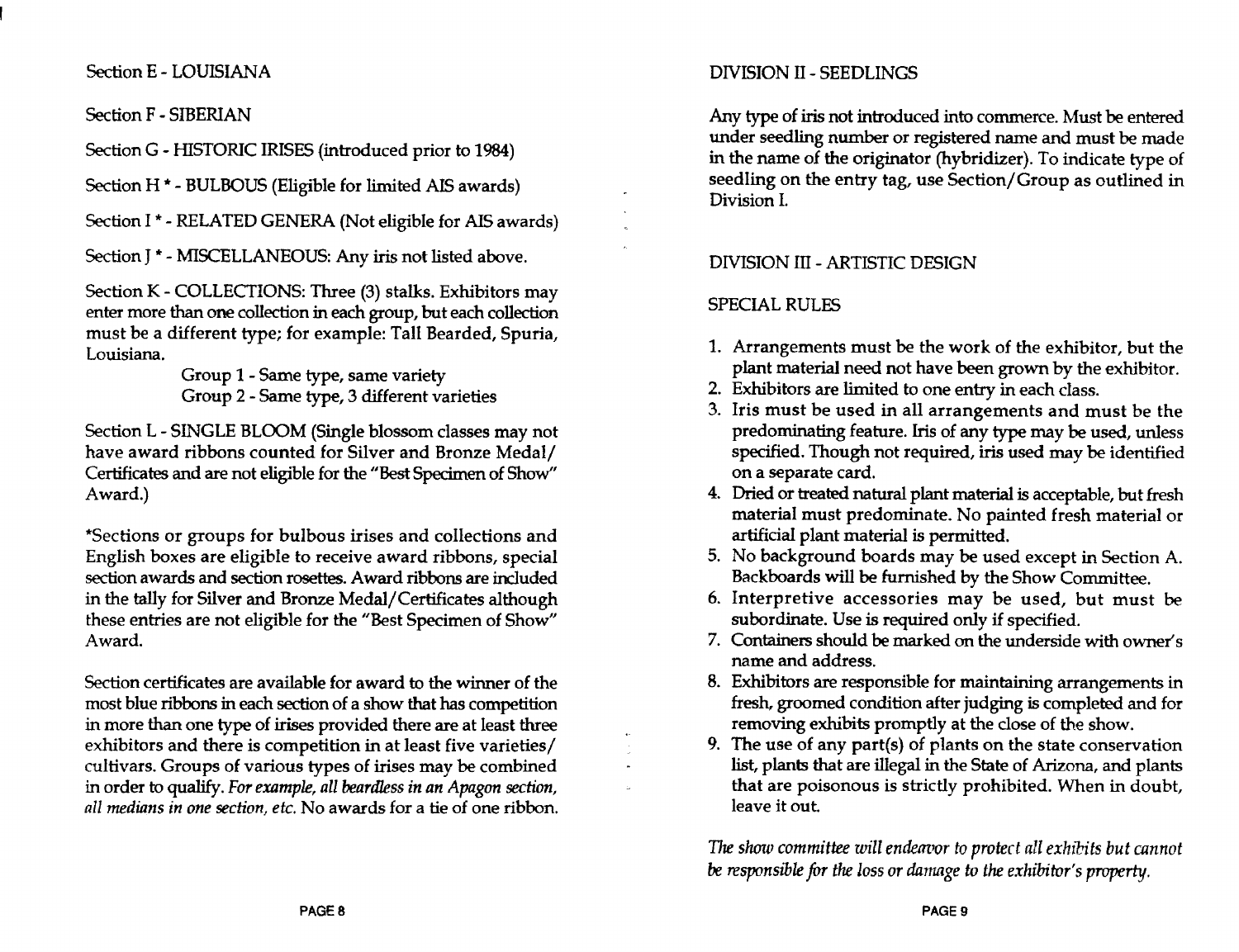Section E - LOUISIANA

Section F - SIBERIAN

Section G - HISTORIC IRISES (introduced prior to 1984)

Section H * - BULBOUS (Eligible for limited AIS awards)

Section I * - RELATED GENERA (Not eligible for AIS awards)

Section J * - MISCELLANEOUS: Any iris not listed above.

Section K - COLLECTIONS: Three (3) stalks. Exhibitors may enter more than one collection in each group, but each collection must be a different type; for example: Tall Bearded, Spuria, Louisiana.

Group 1 - Same type, same variety
Group 2 - Same type, 3 different varieties

Section L - SINGLE BLOOM (Single blossom classes may not have award ribbons counted for Silver and Bronze Medal/ Certificates and are not eligible for the "Best Specimen of Show" Award.)

*Sections or groups for bulbous irises and collections and English boxes are eligible to receive award ribbons, special section awards and section rosettes. Award ribbons are included in the tally for Silver and Bronze Medal/Certificates although these entries are not eligible for the "Best Specimen of Show" Award.

Section certificates are available for award to the winner of the most blue ribbons in each section of a show that has competition in more than one type of irises provided there are at least three exhibitors and there is competition in at least five varieties/ cultivars. Groups of various types of irises may be combined in order to qualify. *For example, all beardless in an Apagon section, all medians in one section, etc.* No awards for a tie of one ribbon.

## DIVISION II - SEEDLINGS

Any type of iris not introduced into commerce. Must be entered under seedling number or registered name and must be made in the name of the originator (hybridizer). To indicate type of seedling on the entry tag, use Section/Group as outlined in Division I.

## DIVISION III - ARTISTIC DESIGN

### SPECIAL RULES

1. Arrangements must be the work of the exhibitor, but the plant material need not have been grown by the exhibitor.
2. Exhibitors are limited to one entry in each class.
3. Iris must be used in all arrangements and must be the predominating feature. Iris of any type may be used, unless specified. Though not required, iris used may be identified on a separate card.
4. Dried or treated natural plant material is acceptable, but fresh material must predominate. No painted fresh material or artificial plant material is permitted.
5. No background boards may be used except in Section A. Backboards will be furnished by the Show Committee.
6. Interpretive accessories may be used, but must be subordinate. Use is required only if specified.
7. Containers should be marked on the underside with owner's name and address.
8. Exhibitors are responsible for maintaining arrangements in fresh, groomed condition after judging is completed and for removing exhibits promptly at the close of the show.
9. The use of any part(s) of plants on the state conservation list, plants that are illegal in the State of Arizona, and plants that are poisonous is strictly prohibited. When in doubt, leave it out.

*The show committee will endeavor to protect all exhibits but cannot be responsible for the loss or damage to the exhibitor's property.*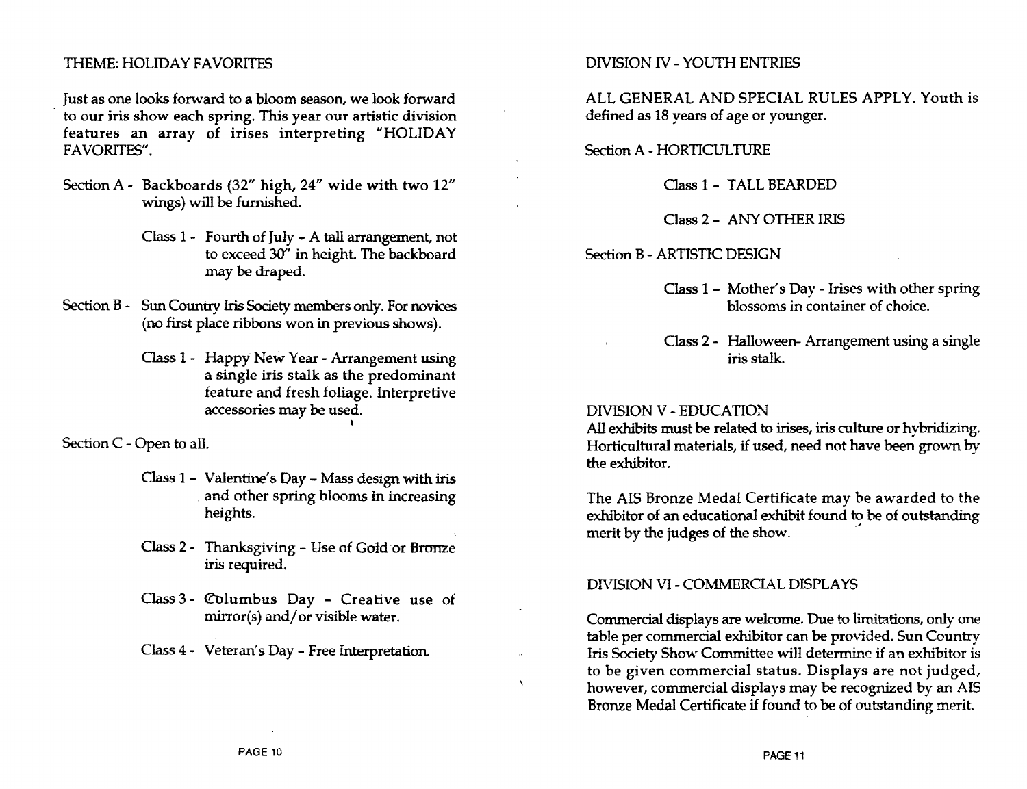## THEME: HOLIDAY FAVORITES

Just as one looks forward to a bloom season, we look forward to our iris show each spring. This year our artistic division features an array of irises interpreting "HOLIDAY FAVORITES".

Section A - Backboards (32" high, 24" wide with two 12" wings) will be furnished.

- Class 1 - Fourth of July - A tall arrangement, not to exceed 30" in height. The backboard may be draped.

Section B - Sun Country Iris Society members only. For novices (no first place ribbons won in previous shows).

- Class 1 - Happy New Year - Arrangement using a single iris stalk as the predominant feature and fresh foliage. Interpretive accessories may be used.

Section C - Open to all.

- Class 1 - Valentine's Day - Mass design with iris and other spring blooms in increasing heights.
- Class 2 - Thanksgiving - Use of Gold or Bronze iris required.
- Class 3 - Columbus Day - Creative use of mirror(s) and/or visible water.
- Class 4 - Veteran's Day - Free Interpretation.

## DIVISION IV - YOUTH ENTRIES

ALL GENERAL AND SPECIAL RULES APPLY. Youth is defined as 18 years of age or younger.

Section A - HORTICULTURE

- Class 1 - TALL BEARDED
- Class 2 - ANY OTHER IRIS

Section B - ARTISTIC DESIGN

- Class 1 - Mother's Day - Irises with other spring blossoms in container of choice.
- Class 2 - Halloween- Arrangement using a single iris stalk.

## DIVISION V - EDUCATION

All exhibits must be related to irises, iris culture or hybridizing. Horticultural materials, if used, need not have been grown by the exhibitor.

The AIS Bronze Medal Certificate may be awarded to the exhibitor of an educational exhibit found to be of outstanding merit by the judges of the show.

## DIVISION VI - COMMERCIAL DISPLAYS

Commercial displays are welcome. Due to limitations, only one table per commercial exhibitor can be provided. Sun Country Iris Society Show Committee will determine if an exhibitor is to be given commercial status. Displays are not judged, however, commercial displays may be recognized by an AIS Bronze Medal Certificate if found to be of outstanding merit.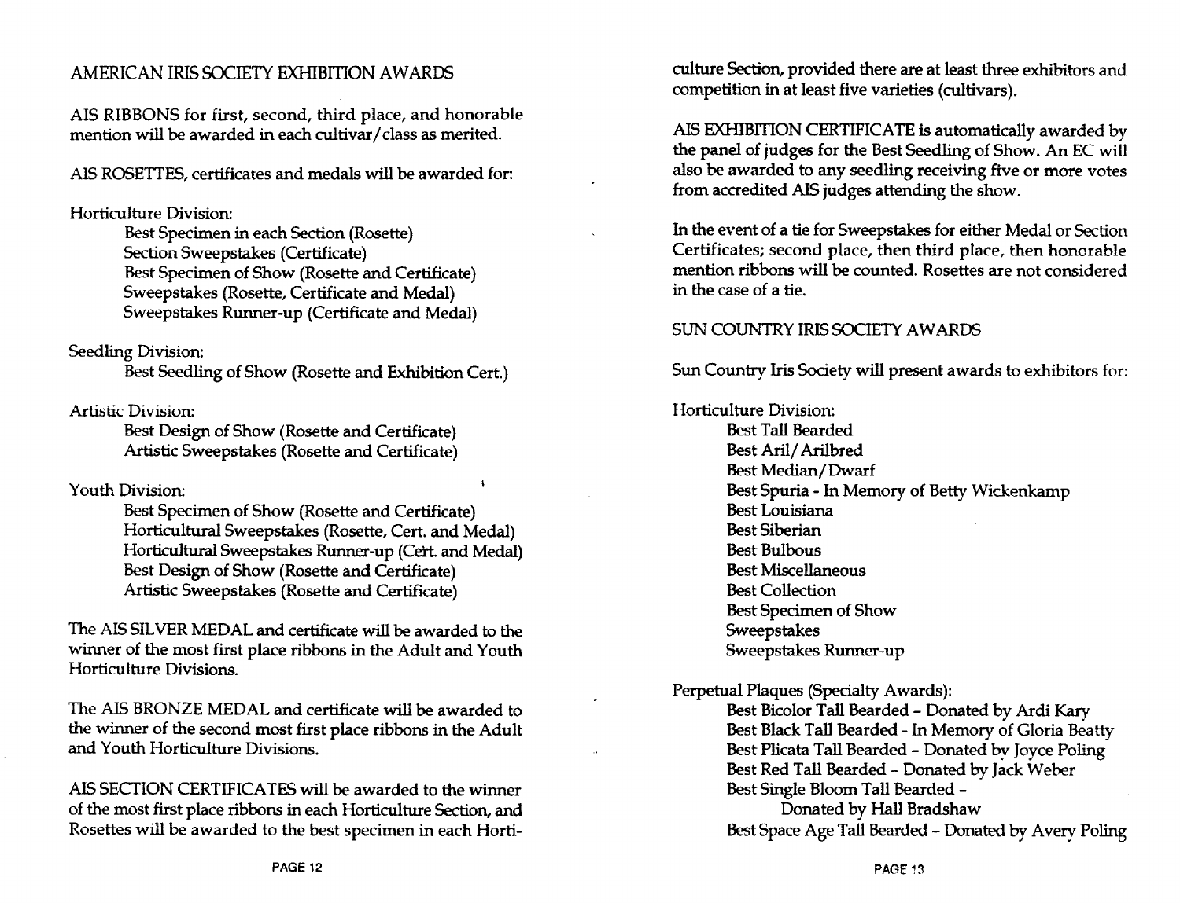## AMERICAN IRIS SOCIETY EXHIBITION AWARDS

AIS RIBBONS for first, second, third place, and honorable mention will be awarded in each cultivar/class as merited.

AIS ROSETTES, certificates and medals will be awarded for:

Horticulture Division:
- Best Specimen in each Section (Rosette)
- Section Sweepstakes (Certificate)
- Best Specimen of Show (Rosette and Certificate)
- Sweepstakes (Rosette, Certificate and Medal)
- Sweepstakes Runner-up (Certificate and Medal)

Seedling Division:
- Best Seedling of Show (Rosette and Exhibition Cert.)

Artistic Division:
- Best Design of Show (Rosette and Certificate)
- Artistic Sweepstakes (Rosette and Certificate)

Youth Division:
- Best Specimen of Show (Rosette and Certificate)
- Horticultural Sweepstakes (Rosette, Cert. and Medal)
- Horticultural Sweepstakes Runner-up (Cert. and Medal)
- Best Design of Show (Rosette and Certificate)
- Artistic Sweepstakes (Rosette and Certificate)

The AIS SILVER MEDAL and certificate will be awarded to the winner of the most first place ribbons in the Adult and Youth Horticulture Divisions.

The AIS BRONZE MEDAL and certificate will be awarded to the winner of the second most first place ribbons in the Adult and Youth Horticulture Divisions.

AIS SECTION CERTIFICATES will be awarded to the winner of the most first place ribbons in each Horticulture Section, and Rosettes will be awarded to the best specimen in each Horticulture Section, provided there are at least three exhibitors and competition in at least five varieties (cultivars).

AIS EXHIBITION CERTIFICATE is automatically awarded by the panel of judges for the Best Seedling of Show. An EC will also be awarded to any seedling receiving five or more votes from accredited AIS judges attending the show.

In the event of a tie for Sweepstakes for either Medal or Section Certificates; second place, then third place, then honorable mention ribbons will be counted. Rosettes are not considered in the case of a tie.

## SUN COUNTRY IRIS SOCIETY AWARDS

Sun Country Iris Society will present awards to exhibitors for:

Horticulture Division:
- Best Tall Bearded
- Best Aril/Arilbred
- Best Median/Dwarf
- Best Spuria - In Memory of Betty Wickenkamp
- Best Louisiana
- Best Siberian
- Best Bulbous
- Best Miscellaneous
- Best Collection
- Best Specimen of Show
- Sweepstakes
- Sweepstakes Runner-up

Perpetual Plaques (Specialty Awards):
- Best Bicolor Tall Bearded - Donated by Ardi Kary
- Best Black Tall Bearded - In Memory of Gloria Beatty
- Best Plicata Tall Bearded - Donated by Joyce Poling
- Best Red Tall Bearded - Donated by Jack Weber
- Best Single Bloom Tall Bearded - Donated by Hall Bradshaw
- Best Space Age Tall Bearded - Donated by Avery Poling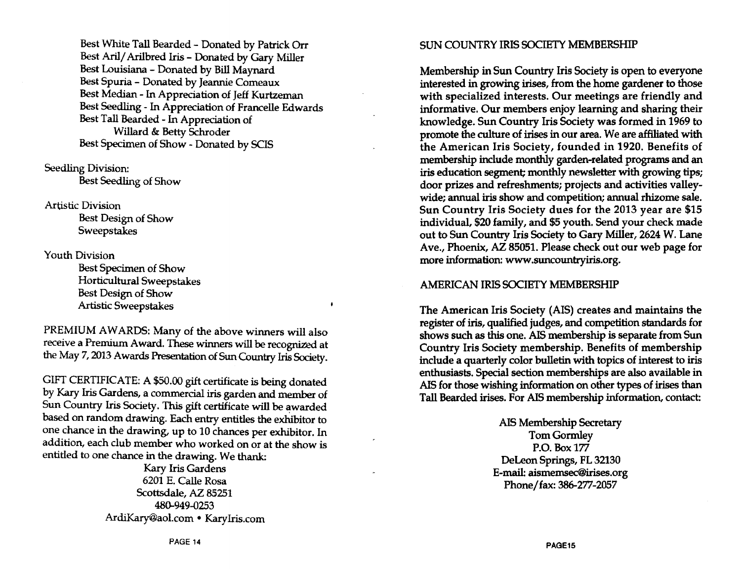Best White Tall Bearded - Donated by Patrick Orr
Best Aril/Arilbred Iris - Donated by Gary Miller
Best Louisiana - Donated by Bill Maynard
Best Spuria - Donated by Jeannie Comeaux
Best Median - In Appreciation of Jeff Kurtzeman
Best Seedling - In Appreciation of Francelle Edwards
Best Tall Bearded - In Appreciation of
Willard & Betty Schroder
Best Specimen of Show - Donated by SCIS

Seedling Division:
- Best Seedling of Show

Artistic Division
- Best Design of Show
- Sweepstakes

Youth Division
- Best Specimen of Show
- Horticultural Sweepstakes
- Best Design of Show
- Artistic Sweepstakes

PREMIUM AWARDS: Many of the above winners will also receive a Premium Award. These winners will be recognized at the May 7, 2013 Awards Presentation of Sun Country Iris Society.

GIFT CERTIFICATE: A $50.00 gift certificate is being donated by Kary Iris Gardens, a commercial iris garden and member of Sun Country Iris Society. This gift certificate will be awarded based on random drawing. Each entry entitles the exhibitor to one chance in the drawing, up to 10 chances per exhibitor. In addition, each club member who worked on or at the show is entitled to one chance in the drawing. We thank:

Kary Iris Gardens
6201 E. Calle Rosa
Scottsdale, AZ 85251
480-949-0253
ArdiKary@aol.com • KaryIris.com

## SUN COUNTRY IRIS SOCIETY MEMBERSHIP

Membership in Sun Country Iris Society is open to everyone interested in growing irises, from the home gardener to those with specialized interests. Our meetings are friendly and informative. Our members enjoy learning and sharing their knowledge. Sun Country Iris Society was formed in 1969 to promote the culture of irises in our area. We are affiliated with the American Iris Society, founded in 1920. Benefits of membership include monthly garden-related programs and an iris education segment; monthly newsletter with growing tips; door prizes and refreshments; projects and activities valley-wide; annual iris show and competition; annual rhizome sale. Sun Country Iris Society dues for the 2013 year are $15 individual, $20 family, and $5 youth. Send your check made out to Sun Country Iris Society to Gary Miller, 2624 W. Lane Ave., Phoenix, AZ 85051. Please check out our web page for more information: www.suncountryiris.org.

## AMERICAN IRIS SOCIETY MEMBERSHIP

The American Iris Society (AIS) creates and maintains the register of iris, qualified judges, and competition standards for shows such as this one. AIS membership is separate from Sun Country Iris Society membership. Benefits of membership include a quarterly color bulletin with topics of interest to iris enthusiasts. Special section memberships are also available in AIS for those wishing information on other types of irises than Tall Bearded irises. For AIS membership information, contact:

AIS Membership Secretary
Tom Gormley
P.O. Box 177
DeLeon Springs, FL 32130
E-mail: aismemsec@irises.org
Phone/fax: 386-277-2057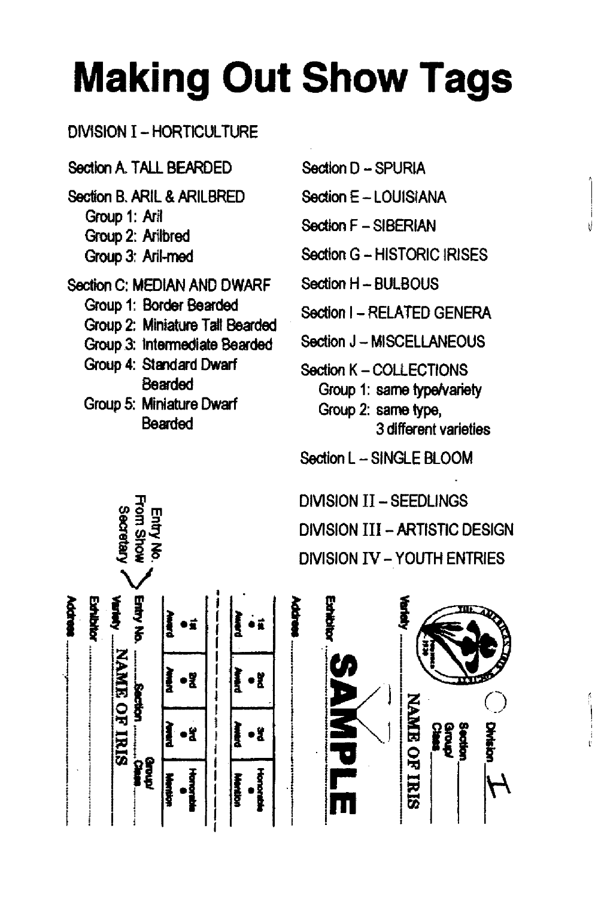# Making Out Show Tags

DIVISION I – HORTICULTURE

Section A. TALL BEARDED

Section B. ARIL & ARILBRED
- Group 1: Aril
- Group 2: Arilbred
- Group 3: Aril-med

Section C: MEDIAN AND DWARF
- Group 1: Border Bearded
- Group 2: Miniature Tall Bearded
- Group 3: Intermediate Bearded
- Group 4: Standard Dwarf Bearded
- Group 5: Miniature Dwarf Bearded

Section D – SPURIA

Section E – LOUISIANA

Section F – SIBERIAN

Section G – HISTORIC IRISES

Section H – BULBOUS

Section I – RELATED GENERA

Section J – MISCELLANEOUS

Section K – COLLECTIONS
- Group 1: same type/variety
- Group 2: same type, 3 different varieties

Section L – SINGLE BLOOM

DIVISION II – SEEDLINGS

DIVISION III – ARTISTIC DESIGN

DIVISION IV – YOUTH ENTRIES

Entry No. From Show Secretary

Address ..........

Exhibitor ..........

Variety NAME OF IRIS

Entry No. ...... Section ...... Group/Class ......

| 1st Award | 2nd Award | 3rd Award | Honorable Mention |
|---|---|---|---|

| 1st Award | 2nd Award | 3rd Award | Honorable Mention |
|---|---|---|---|

Address ..........

Exhibitor ..........

SAMPLE

Variety NAME OF IRIS

Division I

Section ______

Group/Class ______